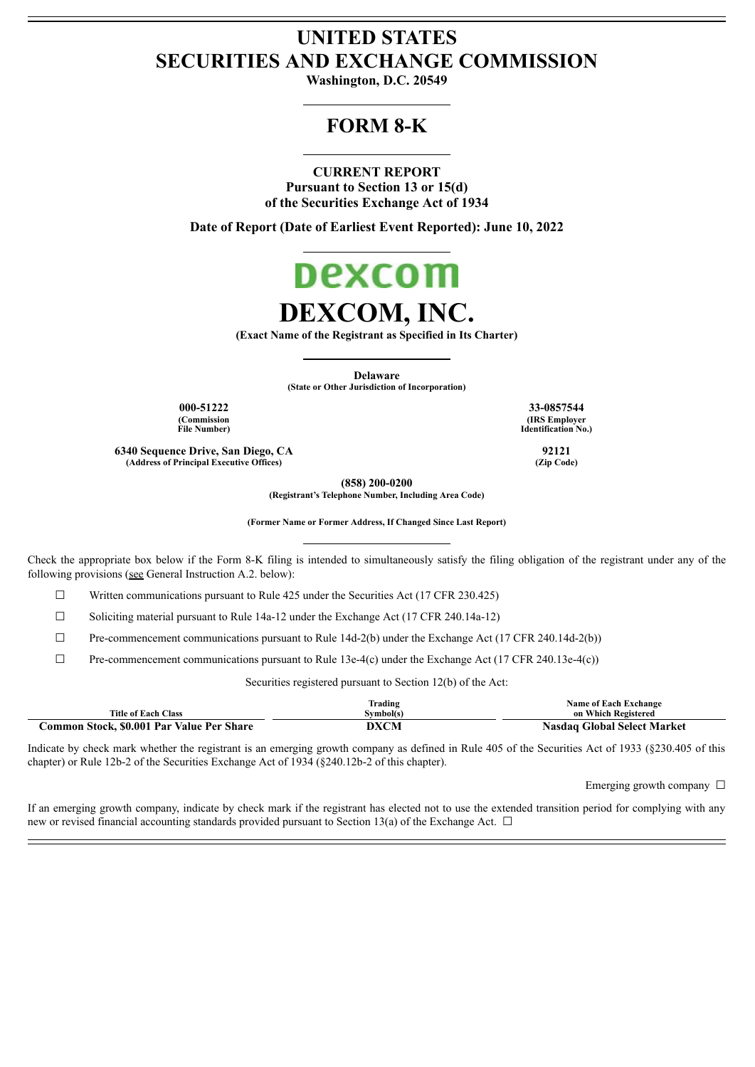# UNITED STATES
# SECURITIES AND EXCHANGE COMMISSION

**Washington, D.C. 20549**

## FORM 8-K

**CURRENT REPORT**
**Pursuant to Section 13 or 15(d)**
**of the Securities Exchange Act of 1934**

**Date of Report (Date of Earliest Event Reported): June 10, 2022**

# DEXCOM, INC.

**(Exact Name of the Registrant as Specified in Its Charter)**

**Delaware**
**(State or Other Jurisdiction of Incorporation)**

| **000-51222** | **33-0857544** |
|---|---|
| **(Commission File Number)** | **(IRS Employer Identification No.)** |
| **6340 Sequence Drive, San Diego, CA** | **92121** |
| **(Address of Principal Executive Offices)** | **(Zip Code)** |

**(858) 200-0200**
**(Registrant's Telephone Number, Including Area Code)**

**(Former Name or Former Address, If Changed Since Last Report)**

Check the appropriate box below if the Form 8-K filing is intended to simultaneously satisfy the filing obligation of the registrant under any of the following provisions (see General Instruction A.2. below):

☐ Written communications pursuant to Rule 425 under the Securities Act (17 CFR 230.425)

☐ Soliciting material pursuant to Rule 14a-12 under the Exchange Act (17 CFR 240.14a-12)

☐ Pre-commencement communications pursuant to Rule 14d-2(b) under the Exchange Act (17 CFR 240.14d-2(b))

☐ Pre-commencement communications pursuant to Rule 13e-4(c) under the Exchange Act (17 CFR 240.13e-4(c))

Securities registered pursuant to Section 12(b) of the Act:

| Title of Each Class | Trading Symbol(s) | Name of Each Exchange on Which Registered |
|---|---|---|
| **Common Stock, $0.001 Par Value Per Share** | **DXCM** | **Nasdaq Global Select Market** |

Indicate by check mark whether the registrant is an emerging growth company as defined in Rule 405 of the Securities Act of 1933 (§230.405 of this chapter) or Rule 12b-2 of the Securities Exchange Act of 1934 (§240.12b-2 of this chapter).

Emerging growth company ☐

If an emerging growth company, indicate by check mark if the registrant has elected not to use the extended transition period for complying with any new or revised financial accounting standards provided pursuant to Section 13(a) of the Exchange Act. ☐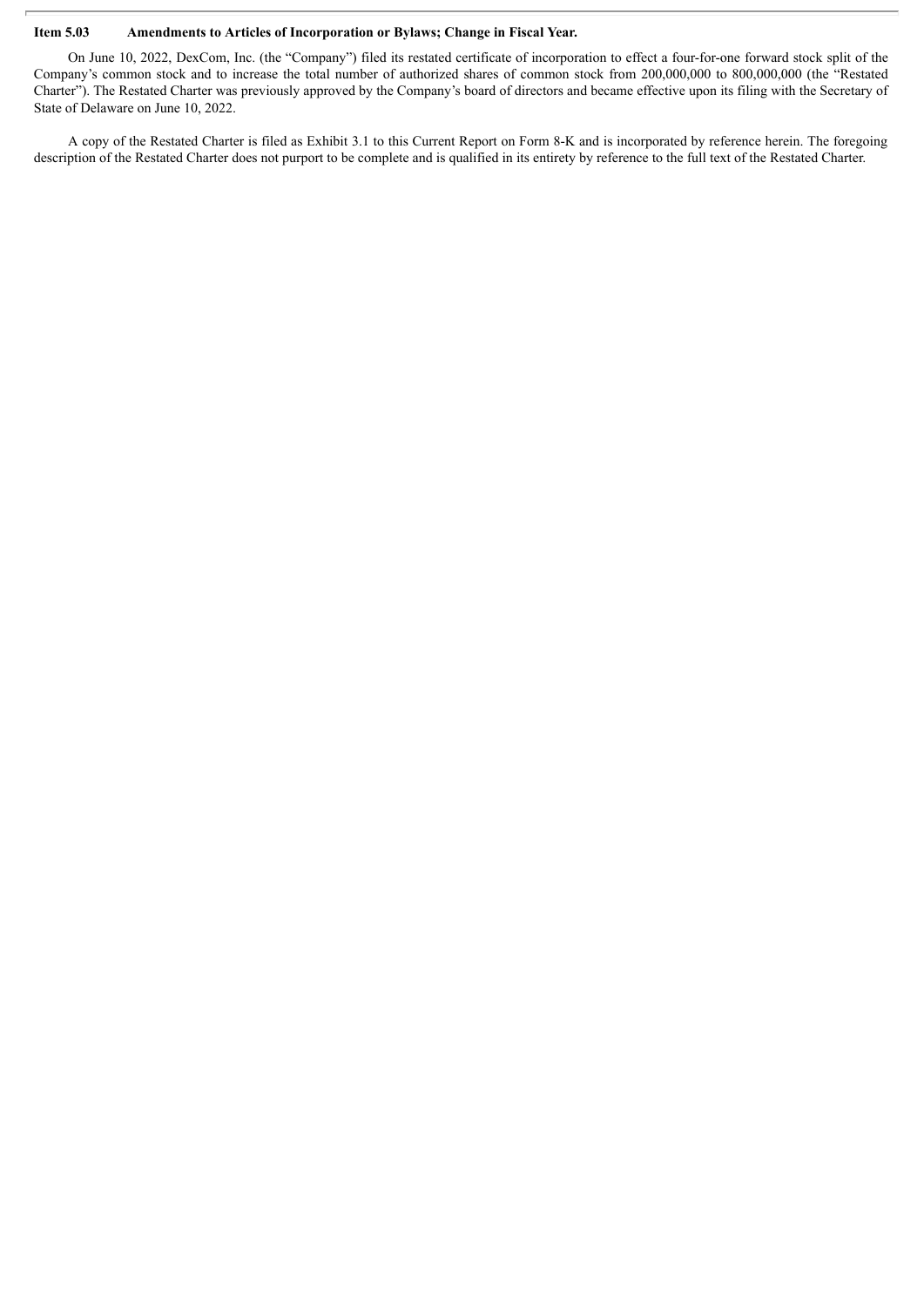### Item 5.03 Amendments to Articles of Incorporation or Bylaws; Change in Fiscal Year.

On June 10, 2022, DexCom, Inc. (the "Company") filed its restated certificate of incorporation to effect a four-for-one forward stock split of the Company's common stock and to increase the total number of authorized shares of common stock from 200,000,000 to 800,000,000 (the "Restated Charter"). The Restated Charter was previously approved by the Company's board of directors and became effective upon its filing with the Secretary of State of Delaware on June 10, 2022.

A copy of the Restated Charter is filed as Exhibit 3.1 to this Current Report on Form 8-K and is incorporated by reference herein. The foregoing description of the Restated Charter does not purport to be complete and is qualified in its entirety by reference to the full text of the Restated Charter.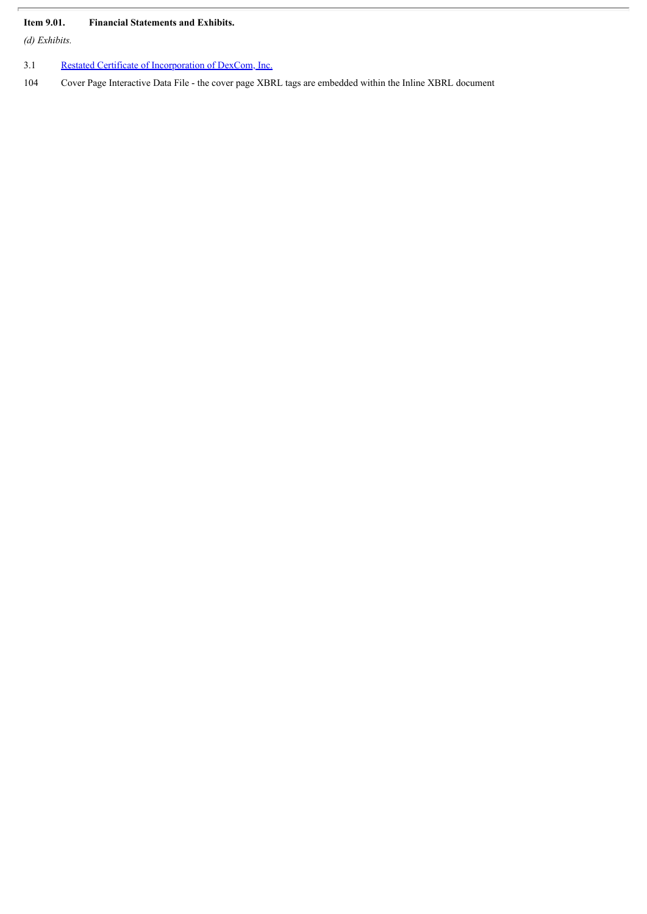**Item 9.01. Financial Statements and Exhibits.**

*(d) Exhibits.*

| | |
|---|---|
| 3.1 | Restated Certificate of Incorporation of DexCom, Inc. |
| 104 | Cover Page Interactive Data File - the cover page XBRL tags are embedded within the Inline XBRL document |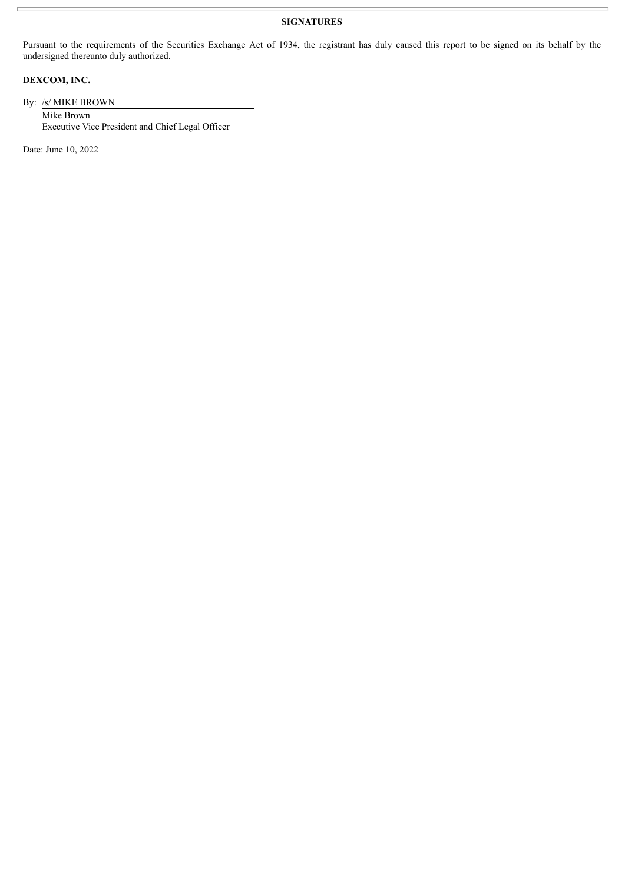**SIGNATURES**

Pursuant to the requirements of the Securities Exchange Act of 1934, the registrant has duly caused this report to be signed on its behalf by the undersigned thereunto duly authorized.

**DEXCOM, INC.**

By: /s/ MIKE BROWN

Mike Brown
Executive Vice President and Chief Legal Officer

Date: June 10, 2022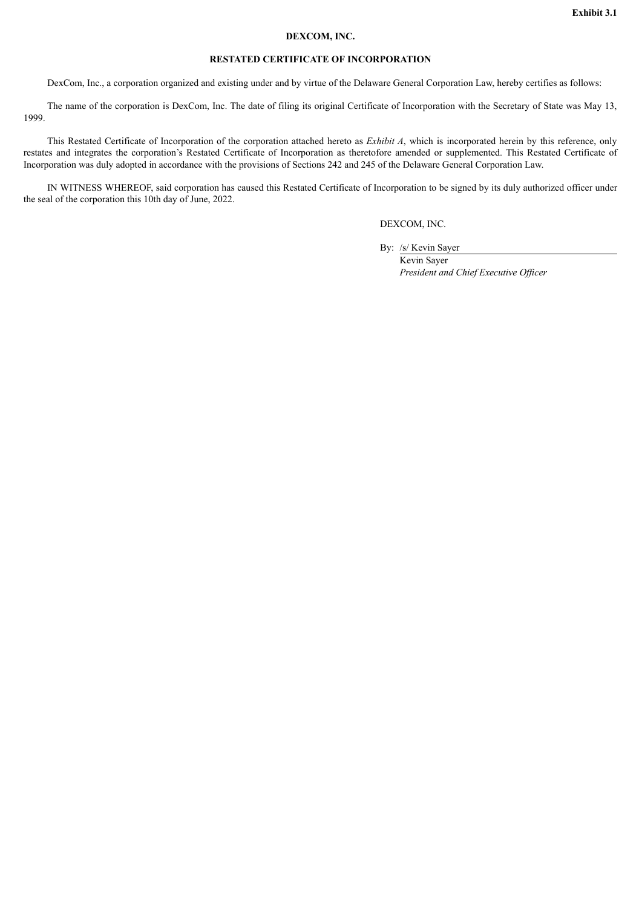**Exhibit 3.1**

**DEXCOM, INC.**

**RESTATED CERTIFICATE OF INCORPORATION**

DexCom, Inc., a corporation organized and existing under and by virtue of the Delaware General Corporation Law, hereby certifies as follows:

The name of the corporation is DexCom, Inc. The date of filing its original Certificate of Incorporation with the Secretary of State was May 13, 1999.

This Restated Certificate of Incorporation of the corporation attached hereto as *Exhibit A*, which is incorporated herein by this reference, only restates and integrates the corporation's Restated Certificate of Incorporation as theretofore amended or supplemented. This Restated Certificate of Incorporation was duly adopted in accordance with the provisions of Sections 242 and 245 of the Delaware General Corporation Law.

IN WITNESS WHEREOF, said corporation has caused this Restated Certificate of Incorporation to be signed by its duly authorized officer under the seal of the corporation this 10th day of June, 2022.

DEXCOM, INC.

By: /s/ Kevin Sayer
Kevin Sayer
*President and Chief Executive Officer*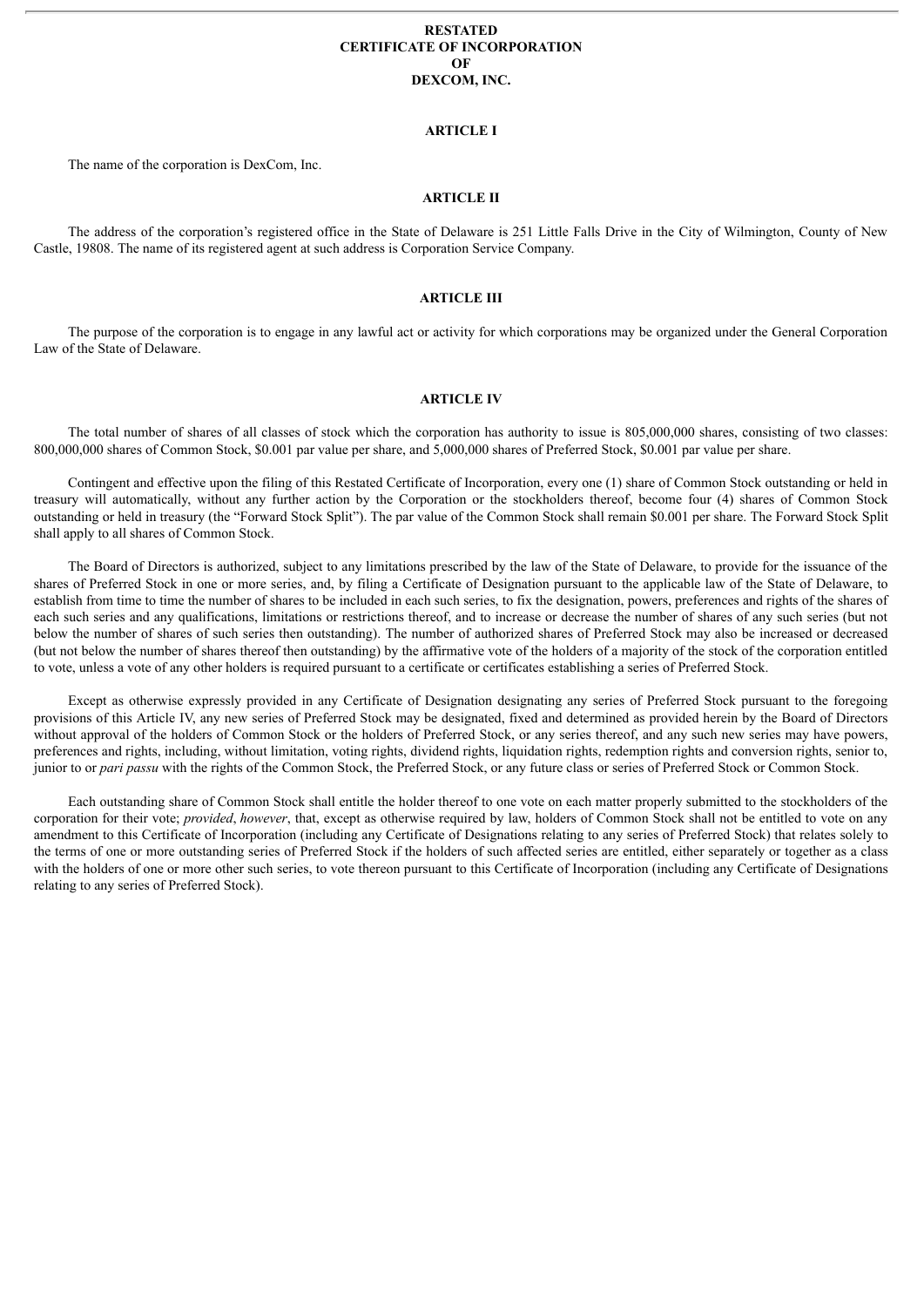# RESTATED CERTIFICATE OF INCORPORATION OF DEXCOM, INC.

## ARTICLE I

The name of the corporation is DexCom, Inc.

## ARTICLE II

The address of the corporation's registered office in the State of Delaware is 251 Little Falls Drive in the City of Wilmington, County of New Castle, 19808. The name of its registered agent at such address is Corporation Service Company.

## ARTICLE III

The purpose of the corporation is to engage in any lawful act or activity for which corporations may be organized under the General Corporation Law of the State of Delaware.

## ARTICLE IV

The total number of shares of all classes of stock which the corporation has authority to issue is 805,000,000 shares, consisting of two classes: 800,000,000 shares of Common Stock, $0.001 par value per share, and 5,000,000 shares of Preferred Stock, $0.001 par value per share.

Contingent and effective upon the filing of this Restated Certificate of Incorporation, every one (1) share of Common Stock outstanding or held in treasury will automatically, without any further action by the Corporation or the stockholders thereof, become four (4) shares of Common Stock outstanding or held in treasury (the "Forward Stock Split"). The par value of the Common Stock shall remain $0.001 per share. The Forward Stock Split shall apply to all shares of Common Stock.

The Board of Directors is authorized, subject to any limitations prescribed by the law of the State of Delaware, to provide for the issuance of the shares of Preferred Stock in one or more series, and, by filing a Certificate of Designation pursuant to the applicable law of the State of Delaware, to establish from time to time the number of shares to be included in each such series, to fix the designation, powers, preferences and rights of the shares of each such series and any qualifications, limitations or restrictions thereof, and to increase or decrease the number of shares of any such series (but not below the number of shares of such series then outstanding). The number of authorized shares of Preferred Stock may also be increased or decreased (but not below the number of shares thereof then outstanding) by the affirmative vote of the holders of a majority of the stock of the corporation entitled to vote, unless a vote of any other holders is required pursuant to a certificate or certificates establishing a series of Preferred Stock.

Except as otherwise expressly provided in any Certificate of Designation designating any series of Preferred Stock pursuant to the foregoing provisions of this Article IV, any new series of Preferred Stock may be designated, fixed and determined as provided herein by the Board of Directors without approval of the holders of Common Stock or the holders of Preferred Stock, or any series thereof, and any such new series may have powers, preferences and rights, including, without limitation, voting rights, dividend rights, liquidation rights, redemption rights and conversion rights, senior to, junior to or *pari passu* with the rights of the Common Stock, the Preferred Stock, or any future class or series of Preferred Stock or Common Stock.

Each outstanding share of Common Stock shall entitle the holder thereof to one vote on each matter properly submitted to the stockholders of the corporation for their vote; *provided*, *however*, that, except as otherwise required by law, holders of Common Stock shall not be entitled to vote on any amendment to this Certificate of Incorporation (including any Certificate of Designations relating to any series of Preferred Stock) that relates solely to the terms of one or more outstanding series of Preferred Stock if the holders of such affected series are entitled, either separately or together as a class with the holders of one or more other such series, to vote thereon pursuant to this Certificate of Incorporation (including any Certificate of Designations relating to any series of Preferred Stock).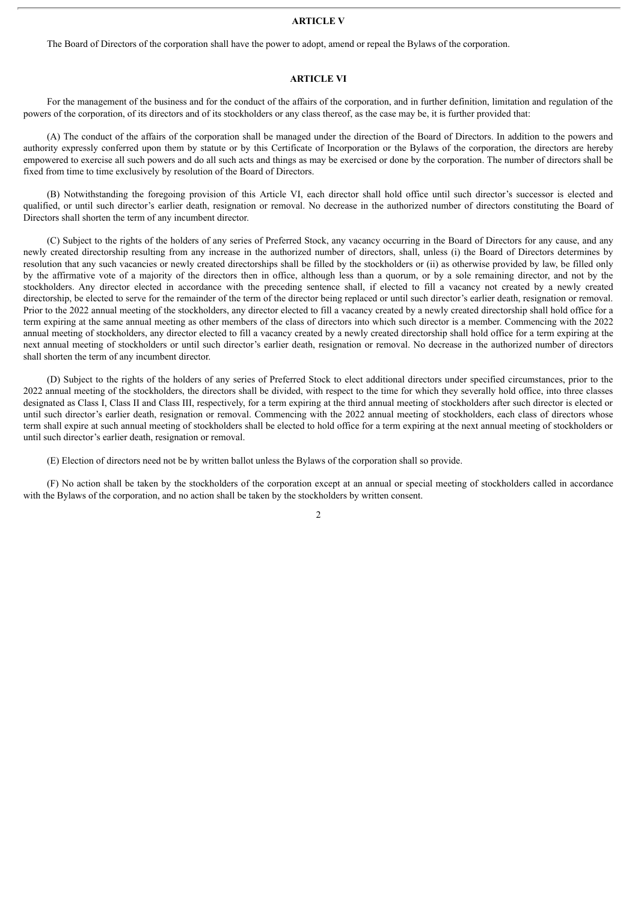## ARTICLE V

The Board of Directors of the corporation shall have the power to adopt, amend or repeal the Bylaws of the corporation.

## ARTICLE VI

For the management of the business and for the conduct of the affairs of the corporation, and in further definition, limitation and regulation of the powers of the corporation, of its directors and of its stockholders or any class thereof, as the case may be, it is further provided that:

(A) The conduct of the affairs of the corporation shall be managed under the direction of the Board of Directors. In addition to the powers and authority expressly conferred upon them by statute or by this Certificate of Incorporation or the Bylaws of the corporation, the directors are hereby empowered to exercise all such powers and do all such acts and things as may be exercised or done by the corporation. The number of directors shall be fixed from time to time exclusively by resolution of the Board of Directors.

(B) Notwithstanding the foregoing provision of this Article VI, each director shall hold office until such director's successor is elected and qualified, or until such director's earlier death, resignation or removal. No decrease in the authorized number of directors constituting the Board of Directors shall shorten the term of any incumbent director.

(C) Subject to the rights of the holders of any series of Preferred Stock, any vacancy occurring in the Board of Directors for any cause, and any newly created directorship resulting from any increase in the authorized number of directors, shall, unless (i) the Board of Directors determines by resolution that any such vacancies or newly created directorships shall be filled by the stockholders or (ii) as otherwise provided by law, be filled only by the affirmative vote of a majority of the directors then in office, although less than a quorum, or by a sole remaining director, and not by the stockholders. Any director elected in accordance with the preceding sentence shall, if elected to fill a vacancy not created by a newly created directorship, be elected to serve for the remainder of the term of the director being replaced or until such director's earlier death, resignation or removal. Prior to the 2022 annual meeting of the stockholders, any director elected to fill a vacancy created by a newly created directorship shall hold office for a term expiring at the same annual meeting as other members of the class of directors into which such director is a member. Commencing with the 2022 annual meeting of stockholders, any director elected to fill a vacancy created by a newly created directorship shall hold office for a term expiring at the next annual meeting of stockholders or until such director's earlier death, resignation or removal. No decrease in the authorized number of directors shall shorten the term of any incumbent director.

(D) Subject to the rights of the holders of any series of Preferred Stock to elect additional directors under specified circumstances, prior to the 2022 annual meeting of the stockholders, the directors shall be divided, with respect to the time for which they severally hold office, into three classes designated as Class I, Class II and Class III, respectively, for a term expiring at the third annual meeting of stockholders after such director is elected or until such director's earlier death, resignation or removal. Commencing with the 2022 annual meeting of stockholders, each class of directors whose term shall expire at such annual meeting of stockholders shall be elected to hold office for a term expiring at the next annual meeting of stockholders or until such director's earlier death, resignation or removal.

(E) Election of directors need not be by written ballot unless the Bylaws of the corporation shall so provide.

(F) No action shall be taken by the stockholders of the corporation except at an annual or special meeting of stockholders called in accordance with the Bylaws of the corporation, and no action shall be taken by the stockholders by written consent.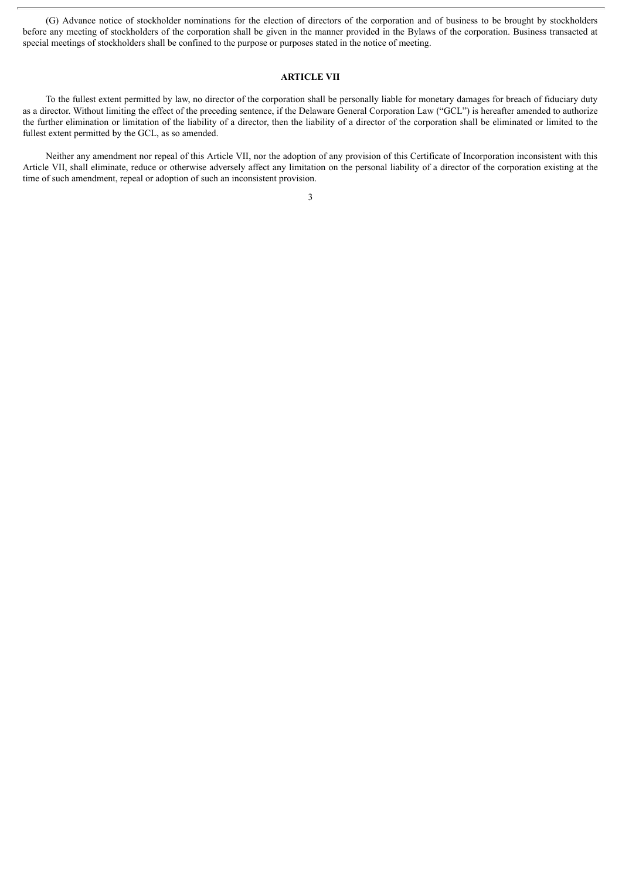(G) Advance notice of stockholder nominations for the election of directors of the corporation and of business to be brought by stockholders before any meeting of stockholders of the corporation shall be given in the manner provided in the Bylaws of the corporation. Business transacted at special meetings of stockholders shall be confined to the purpose or purposes stated in the notice of meeting.

## ARTICLE VII

To the fullest extent permitted by law, no director of the corporation shall be personally liable for monetary damages for breach of fiduciary duty as a director. Without limiting the effect of the preceding sentence, if the Delaware General Corporation Law ("GCL") is hereafter amended to authorize the further elimination or limitation of the liability of a director, then the liability of a director of the corporation shall be eliminated or limited to the fullest extent permitted by the GCL, as so amended.

Neither any amendment nor repeal of this Article VII, nor the adoption of any provision of this Certificate of Incorporation inconsistent with this Article VII, shall eliminate, reduce or otherwise adversely affect any limitation on the personal liability of a director of the corporation existing at the time of such amendment, repeal or adoption of such an inconsistent provision.